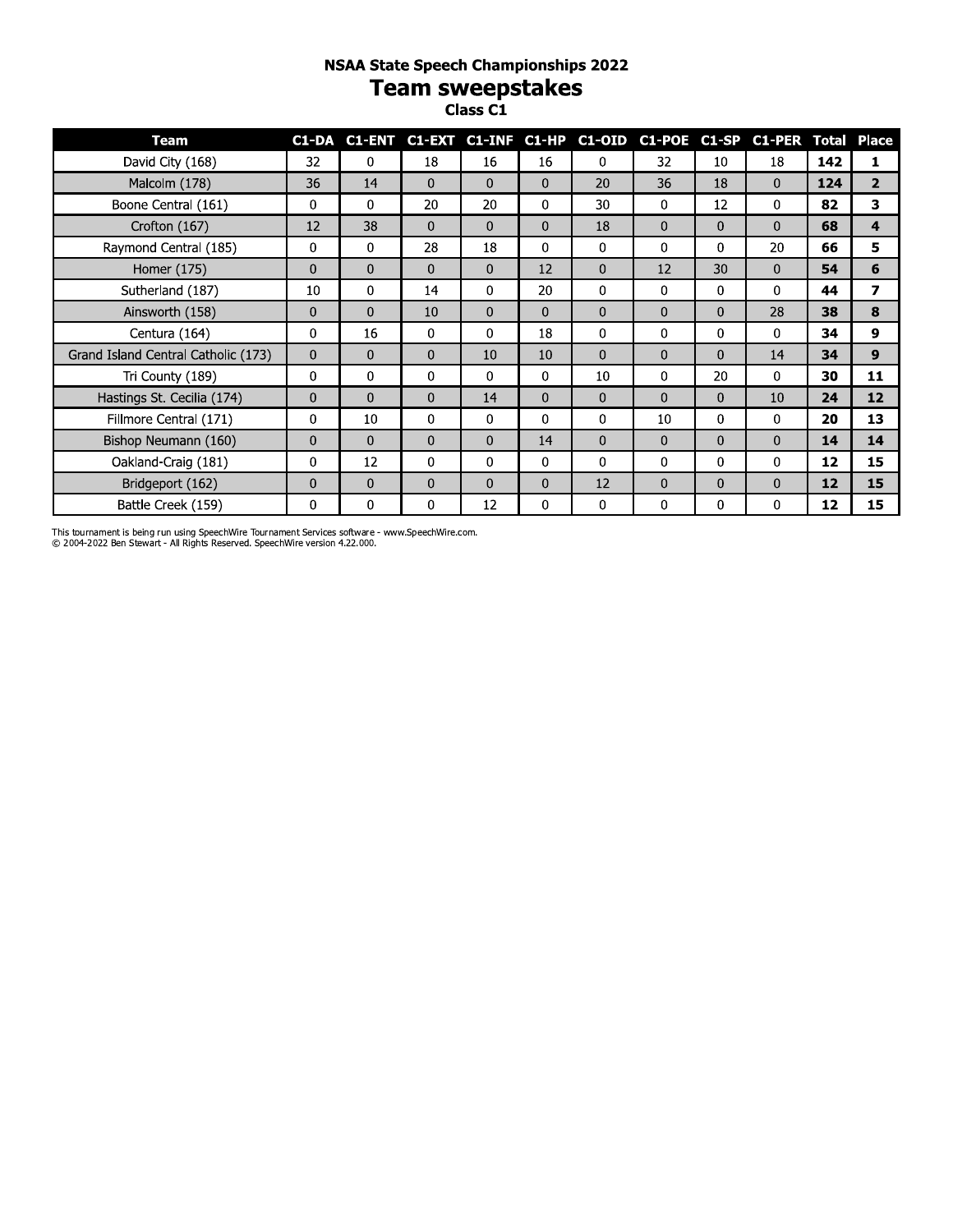# NSAA State Speech Championships 2022

## Team sweepstakes

### Class C1

| Team | C1-DA | C1-ENT | C1-EXT | C1-INF | C1-HP | C1-OID | C1-POE | C1-SP | C1-PER | Total | Place |
|---|---|---|---|---|---|---|---|---|---|---|---|
| David City (168) | 32 | 0 | 18 | 16 | 16 | 0 | 32 | 10 | 18 | **142** | **1** |
| Malcolm (178) | 36 | 14 | 0 | 0 | 0 | 20 | 36 | 18 | 0 | **124** | **2** |
| Boone Central (161) | 0 | 0 | 20 | 20 | 0 | 30 | 0 | 12 | 0 | **82** | **3** |
| Crofton (167) | 12 | 38 | 0 | 0 | 0 | 18 | 0 | 0 | 0 | **68** | **4** |
| Raymond Central (185) | 0 | 0 | 28 | 18 | 0 | 0 | 0 | 0 | 20 | **66** | **5** |
| Homer (175) | 0 | 0 | 0 | 0 | 12 | 0 | 12 | 30 | 0 | **54** | **6** |
| Sutherland (187) | 10 | 0 | 14 | 0 | 20 | 0 | 0 | 0 | 0 | **44** | **7** |
| Ainsworth (158) | 0 | 0 | 10 | 0 | 0 | 0 | 0 | 0 | 28 | **38** | **8** |
| Centura (164) | 0 | 16 | 0 | 0 | 18 | 0 | 0 | 0 | 0 | **34** | **9** |
| Grand Island Central Catholic (173) | 0 | 0 | 0 | 10 | 10 | 0 | 0 | 0 | 14 | **34** | **9** |
| Tri County (189) | 0 | 0 | 0 | 0 | 0 | 10 | 0 | 20 | 0 | **30** | **11** |
| Hastings St. Cecilia (174) | 0 | 0 | 0 | 14 | 0 | 0 | 0 | 0 | 10 | **24** | **12** |
| Fillmore Central (171) | 0 | 10 | 0 | 0 | 0 | 0 | 10 | 0 | 0 | **20** | **13** |
| Bishop Neumann (160) | 0 | 0 | 0 | 0 | 14 | 0 | 0 | 0 | 0 | **14** | **14** |
| Oakland-Craig (181) | 0 | 12 | 0 | 0 | 0 | 0 | 0 | 0 | 0 | **12** | **15** |
| Bridgeport (162) | 0 | 0 | 0 | 0 | 0 | 12 | 0 | 0 | 0 | **12** | **15** |
| Battle Creek (159) | 0 | 0 | 0 | 12 | 0 | 0 | 0 | 0 | 0 | **12** | **15** |

This tournament is being run using SpeechWire Tournament Services software - www.SpeechWire.com.
© 2004-2022 Ben Stewart - All Rights Reserved. SpeechWire version 4.22.000.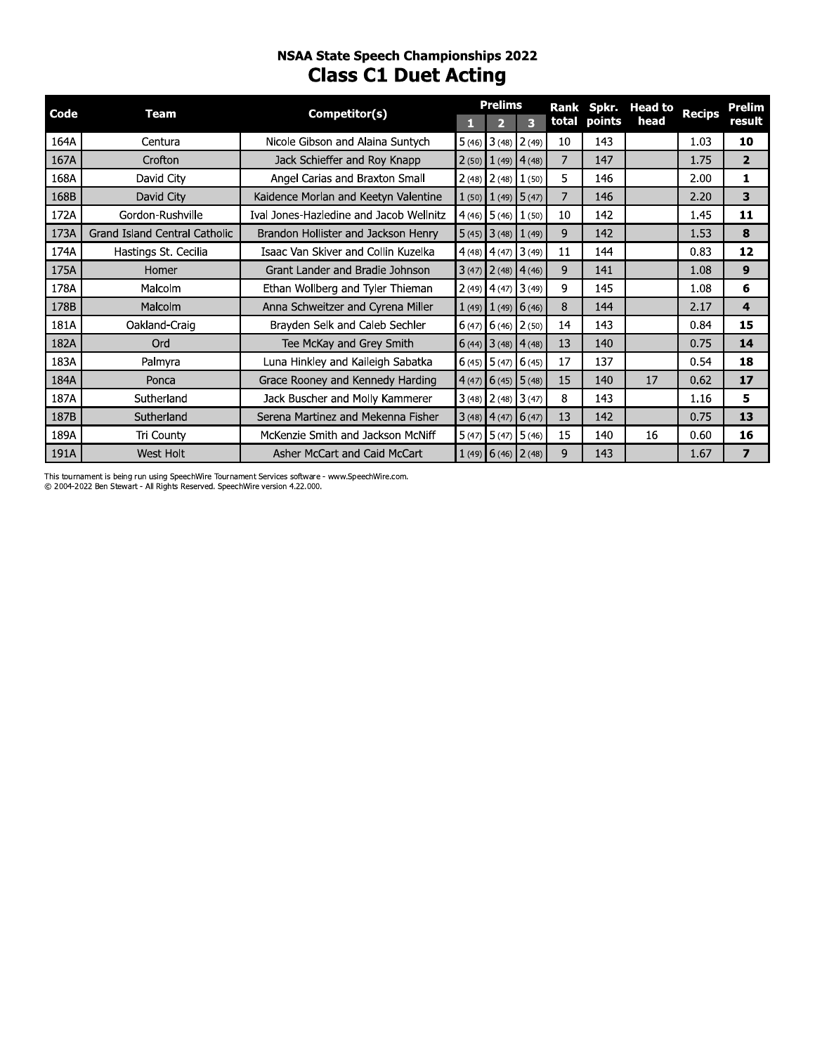# NSAA State Speech Championships 2022

## Class C1 Duet Acting

| Code | Team | Competitor(s) | Prelims 1 | Prelims 2 | Prelims 3 | Rank total | Spkr. points | Head to head | Recips | Prelim result |
|---|---|---|---|---|---|---|---|---|---|---|
| 164A | Centura | Nicole Gibson and Alaina Suntych | 5 (46) | 3 (48) | 2 (49) | 10 | 143 | | 1.03 | **10** |
| 167A | Crofton | Jack Schieffer and Roy Knapp | 2 (50) | 1 (49) | 4 (48) | 7 | 147 | | 1.75 | **2** |
| 168A | David City | Angel Carias and Braxton Small | 2 (48) | 2 (48) | 1 (50) | 5 | 146 | | 2.00 | **1** |
| 168B | David City | Kaidence Morlan and Keetyn Valentine | 1 (50) | 1 (49) | 5 (47) | 7 | 146 | | 2.20 | **3** |
| 172A | Gordon-Rushville | Ival Jones-Hazledine and Jacob Wellnitz | 4 (46) | 5 (46) | 1 (50) | 10 | 142 | | 1.45 | **11** |
| 173A | Grand Island Central Catholic | Brandon Hollister and Jackson Henry | 5 (45) | 3 (48) | 1 (49) | 9 | 142 | | 1.53 | **8** |
| 174A | Hastings St. Cecilia | Isaac Van Skiver and Collin Kuzelka | 4 (48) | 4 (47) | 3 (49) | 11 | 144 | | 0.83 | **12** |
| 175A | Homer | Grant Lander and Bradie Johnson | 3 (47) | 2 (48) | 4 (46) | 9 | 141 | | 1.08 | **9** |
| 178A | Malcolm | Ethan Wollberg and Tyler Thieman | 2 (49) | 4 (47) | 3 (49) | 9 | 145 | | 1.08 | **6** |
| 178B | Malcolm | Anna Schweitzer and Cyrena Miller | 1 (49) | 1 (49) | 6 (46) | 8 | 144 | | 2.17 | **4** |
| 181A | Oakland-Craig | Brayden Selk and Caleb Sechler | 6 (47) | 6 (46) | 2 (50) | 14 | 143 | | 0.84 | **15** |
| 182A | Ord | Tee McKay and Grey Smith | 6 (44) | 3 (48) | 4 (48) | 13 | 140 | | 0.75 | **14** |
| 183A | Palmyra | Luna Hinkley and Kaileigh Sabatka | 6 (45) | 5 (47) | 6 (45) | 17 | 137 | | 0.54 | **18** |
| 184A | Ponca | Grace Rooney and Kennedy Harding | 4 (47) | 6 (45) | 5 (48) | 15 | 140 | 17 | 0.62 | **17** |
| 187A | Sutherland | Jack Buscher and Molly Kammerer | 3 (48) | 2 (48) | 3 (47) | 8 | 143 | | 1.16 | **5** |
| 187B | Sutherland | Serena Martinez and Mekenna Fisher | 3 (48) | 4 (47) | 6 (47) | 13 | 142 | | 0.75 | **13** |
| 189A | Tri County | McKenzie Smith and Jackson McNiff | 5 (47) | 5 (47) | 5 (46) | 15 | 140 | 16 | 0.60 | **16** |
| 191A | West Holt | Asher McCart and Caid McCart | 1 (49) | 6 (46) | 2 (48) | 9 | 143 | | 1.67 | **7** |

This tournament is being run using SpeechWire Tournament Services software - www.SpeechWire.com.
© 2004-2022 Ben Stewart - All Rights Reserved. SpeechWire version 4.22.000.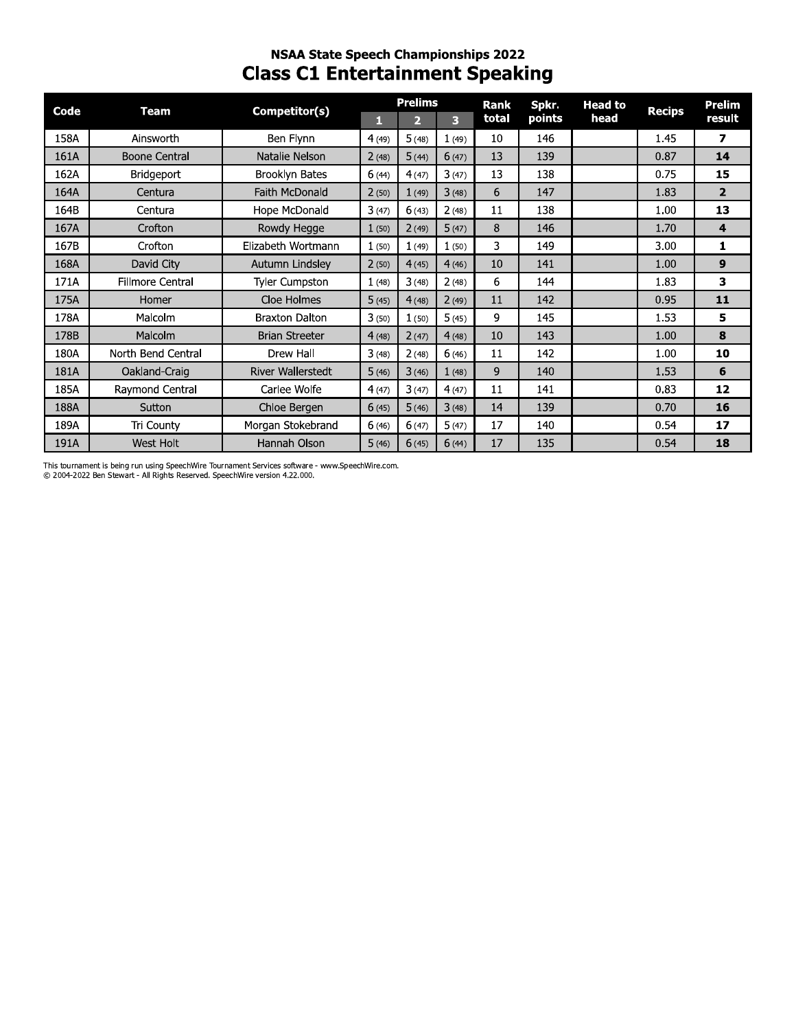## NSAA State Speech Championships 2022

# Class C1 Entertainment Speaking

| Code | Team | Competitor(s) | Prelims | | | Rank total | Spkr. points | Head to head | Recips | Prelim result |
|---|---|---|---|---|---|---|---|---|---|---|
| | | | 1 | 2 | 3 | | | | | |
| 158A | Ainsworth | Ben Flynn | 4 (49) | 5 (48) | 1 (49) | 10 | 146 | | 1.45 | **7** |
| 161A | Boone Central | Natalie Nelson | 2 (48) | 5 (44) | 6 (47) | 13 | 139 | | 0.87 | **14** |
| 162A | Bridgeport | Brooklyn Bates | 6 (44) | 4 (47) | 3 (47) | 13 | 138 | | 0.75 | **15** |
| 164A | Centura | Faith McDonald | 2 (50) | 1 (49) | 3 (48) | 6 | 147 | | 1.83 | **2** |
| 164B | Centura | Hope McDonald | 3 (47) | 6 (43) | 2 (48) | 11 | 138 | | 1.00 | **13** |
| 167A | Crofton | Rowdy Hegge | 1 (50) | 2 (49) | 5 (47) | 8 | 146 | | 1.70 | **4** |
| 167B | Crofton | Elizabeth Wortmann | 1 (50) | 1 (49) | 1 (50) | 3 | 149 | | 3.00 | **1** |
| 168A | David City | Autumn Lindsley | 2 (50) | 4 (45) | 4 (46) | 10 | 141 | | 1.00 | **9** |
| 171A | Fillmore Central | Tyler Cumpston | 1 (48) | 3 (48) | 2 (48) | 6 | 144 | | 1.83 | **3** |
| 175A | Homer | Cloe Holmes | 5 (45) | 4 (48) | 2 (49) | 11 | 142 | | 0.95 | **11** |
| 178A | Malcolm | Braxton Dalton | 3 (50) | 1 (50) | 5 (45) | 9 | 145 | | 1.53 | **5** |
| 178B | Malcolm | Brian Streeter | 4 (48) | 2 (47) | 4 (48) | 10 | 143 | | 1.00 | **8** |
| 180A | North Bend Central | Drew Hall | 3 (48) | 2 (48) | 6 (46) | 11 | 142 | | 1.00 | **10** |
| 181A | Oakland-Craig | River Wallerstedt | 5 (46) | 3 (46) | 1 (48) | 9 | 140 | | 1.53 | **6** |
| 185A | Raymond Central | Carlee Wolfe | 4 (47) | 3 (47) | 4 (47) | 11 | 141 | | 0.83 | **12** |
| 188A | Sutton | Chloe Bergen | 6 (45) | 5 (46) | 3 (48) | 14 | 139 | | 0.70 | **16** |
| 189A | Tri County | Morgan Stokebrand | 6 (46) | 6 (47) | 5 (47) | 17 | 140 | | 0.54 | **17** |
| 191A | West Holt | Hannah Olson | 5 (46) | 6 (45) | 6 (44) | 17 | 135 | | 0.54 | **18** |

This tournament is being run using SpeechWire Tournament Services software - www.SpeechWire.com.
© 2004-2022 Ben Stewart - All Rights Reserved. SpeechWire version 4.22.000.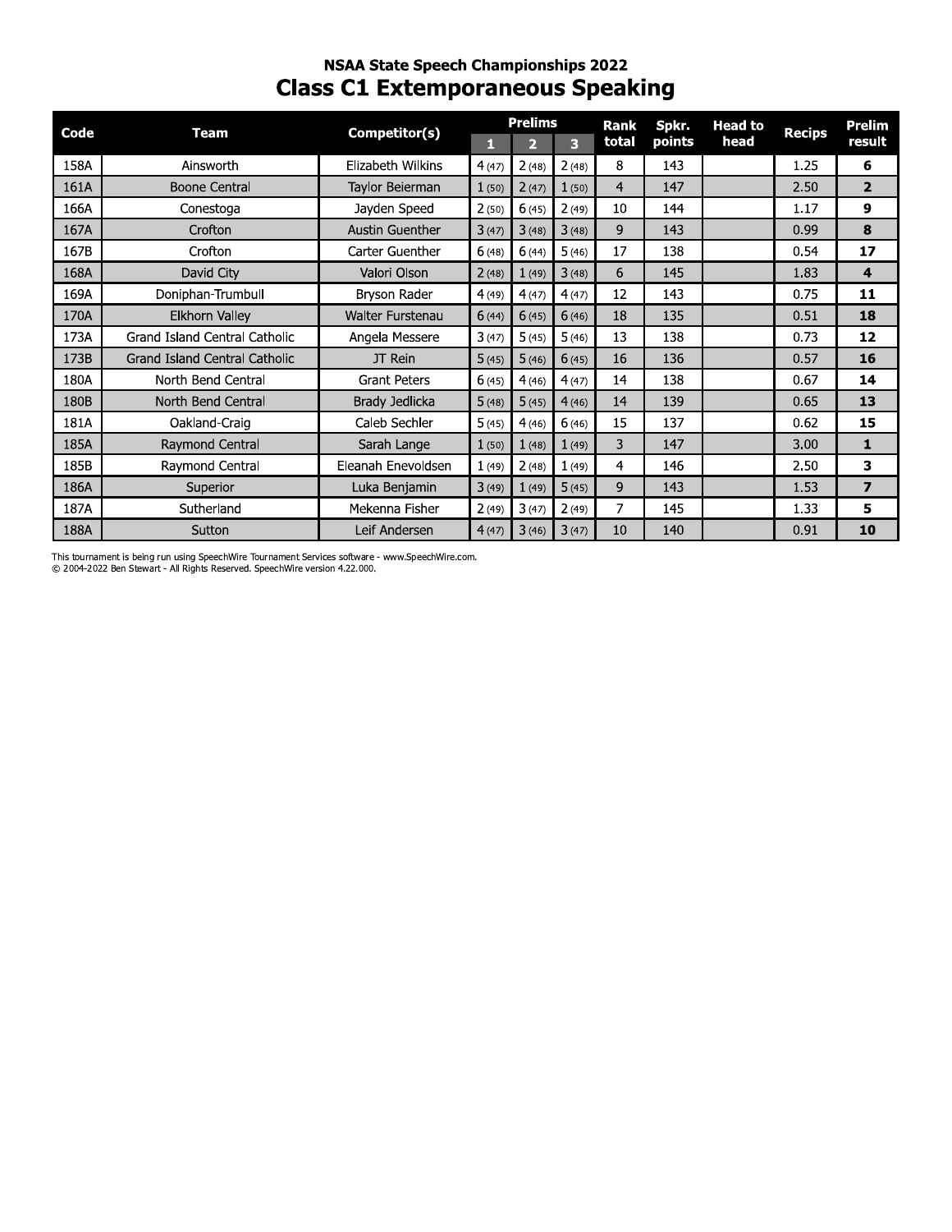## NSAA State Speech Championships 2022

# Class C1 Extemporaneous Speaking

| Code | Team | Competitor(s) | Prelims | | | Rank total | Spkr. points | Head to head | Recips | Prelim result |
|---|---|---|---|---|---|---|---|---|---|---|
| | | | 1 | 2 | 3 | | | | | |
| 158A | Ainsworth | Elizabeth Wilkins | 4 (47) | 2 (48) | 2 (48) | 8 | 143 | | 1.25 | **6** |
| 161A | Boone Central | Taylor Beierman | 1 (50) | 2 (47) | 1 (50) | 4 | 147 | | 2.50 | **2** |
| 166A | Conestoga | Jayden Speed | 2 (50) | 6 (45) | 2 (49) | 10 | 144 | | 1.17 | **9** |
| 167A | Crofton | Austin Guenther | 3 (47) | 3 (48) | 3 (48) | 9 | 143 | | 0.99 | **8** |
| 167B | Crofton | Carter Guenther | 6 (48) | 6 (44) | 5 (46) | 17 | 138 | | 0.54 | **17** |
| 168A | David City | Valori Olson | 2 (48) | 1 (49) | 3 (48) | 6 | 145 | | 1.83 | **4** |
| 169A | Doniphan-Trumbull | Bryson Rader | 4 (49) | 4 (47) | 4 (47) | 12 | 143 | | 0.75 | **11** |
| 170A | Elkhorn Valley | Walter Furstenau | 6 (44) | 6 (45) | 6 (46) | 18 | 135 | | 0.51 | **18** |
| 173A | Grand Island Central Catholic | Angela Messere | 3 (47) | 5 (45) | 5 (46) | 13 | 138 | | 0.73 | **12** |
| 173B | Grand Island Central Catholic | JT Rein | 5 (45) | 5 (46) | 6 (45) | 16 | 136 | | 0.57 | **16** |
| 180A | North Bend Central | Grant Peters | 6 (45) | 4 (46) | 4 (47) | 14 | 138 | | 0.67 | **14** |
| 180B | North Bend Central | Brady Jedlicka | 5 (48) | 5 (45) | 4 (46) | 14 | 139 | | 0.65 | **13** |
| 181A | Oakland-Craig | Caleb Sechler | 5 (45) | 4 (46) | 6 (46) | 15 | 137 | | 0.62 | **15** |
| 185A | Raymond Central | Sarah Lange | 1 (50) | 1 (48) | 1 (49) | 3 | 147 | | 3.00 | **1** |
| 185B | Raymond Central | Eleanah Enevoldsen | 1 (49) | 2 (48) | 1 (49) | 4 | 146 | | 2.50 | **3** |
| 186A | Superior | Luka Benjamin | 3 (49) | 1 (49) | 5 (45) | 9 | 143 | | 1.53 | **7** |
| 187A | Sutherland | Mekenna Fisher | 2 (49) | 3 (47) | 2 (49) | 7 | 145 | | 1.33 | **5** |
| 188A | Sutton | Leif Andersen | 4 (47) | 3 (46) | 3 (47) | 10 | 140 | | 0.91 | **10** |

This tournament is being run using SpeechWire Tournament Services software - www.SpeechWire.com.
© 2004-2022 Ben Stewart - All Rights Reserved. SpeechWire version 4.22.000.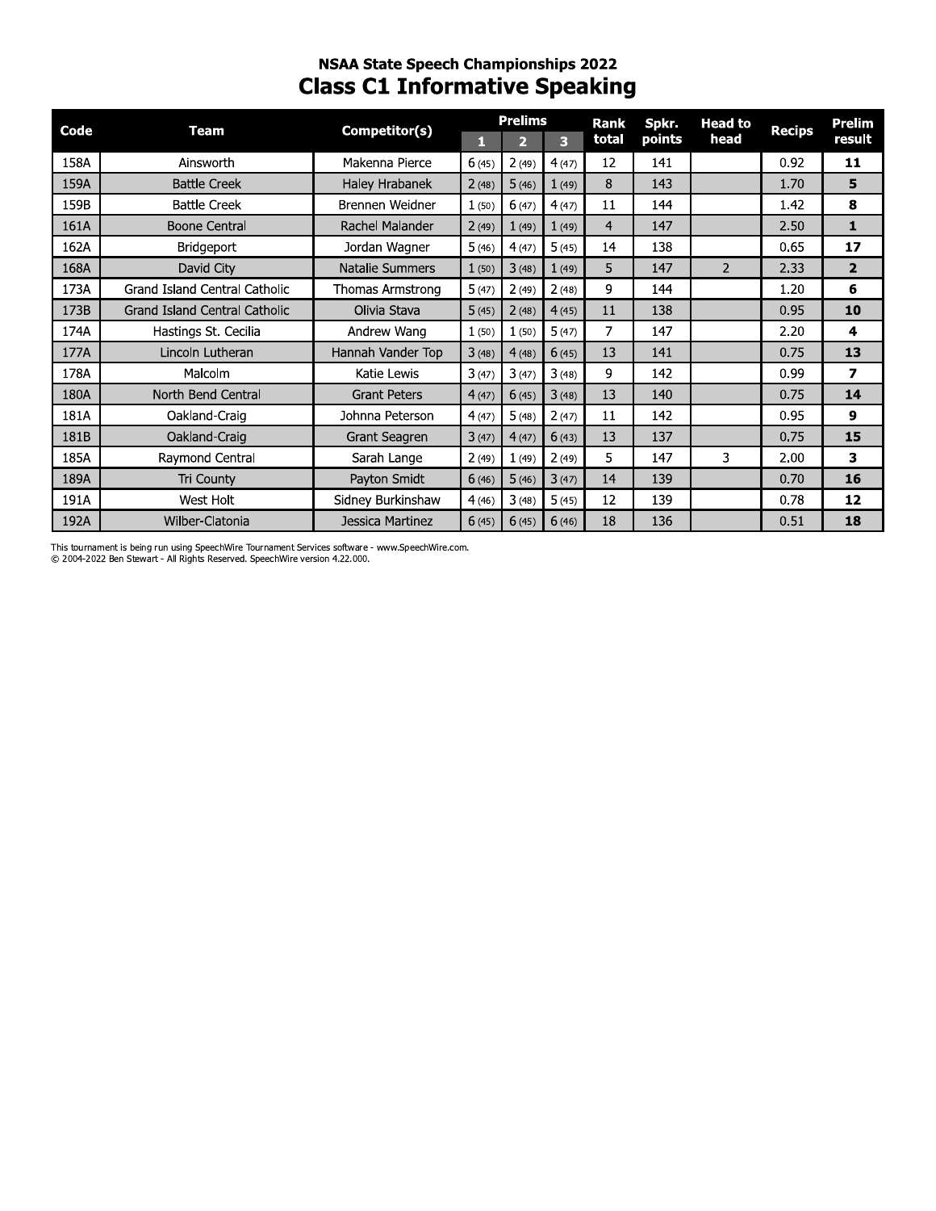## NSAA State Speech Championships 2022

# Class C1 Informative Speaking

| Code | Team | Competitor(s) | Prelims | | | Rank total | Spkr. points | Head to head | Recips | Prelim result |
|---|---|---|---|---|---|---|---|---|---|---|
| | | | 1 | 2 | 3 | | | | | |
| 158A | Ainsworth | Makenna Pierce | 6 (45) | 2 (49) | 4 (47) | 12 | 141 | | 0.92 | **11** |
| 159A | Battle Creek | Haley Hrabanek | 2 (48) | 5 (46) | 1 (49) | 8 | 143 | | 1.70 | **5** |
| 159B | Battle Creek | Brennen Weidner | 1 (50) | 6 (47) | 4 (47) | 11 | 144 | | 1.42 | **8** |
| 161A | Boone Central | Rachel Malander | 2 (49) | 1 (49) | 1 (49) | 4 | 147 | | 2.50 | **1** |
| 162A | Bridgeport | Jordan Wagner | 5 (46) | 4 (47) | 5 (45) | 14 | 138 | | 0.65 | **17** |
| 168A | David City | Natalie Summers | 1 (50) | 3 (48) | 1 (49) | 5 | 147 | 2 | 2.33 | **2** |
| 173A | Grand Island Central Catholic | Thomas Armstrong | 5 (47) | 2 (49) | 2 (48) | 9 | 144 | | 1.20 | **6** |
| 173B | Grand Island Central Catholic | Olivia Stava | 5 (45) | 2 (48) | 4 (45) | 11 | 138 | | 0.95 | **10** |
| 174A | Hastings St. Cecilia | Andrew Wang | 1 (50) | 1 (50) | 5 (47) | 7 | 147 | | 2.20 | **4** |
| 177A | Lincoln Lutheran | Hannah Vander Top | 3 (48) | 4 (48) | 6 (45) | 13 | 141 | | 0.75 | **13** |
| 178A | Malcolm | Katie Lewis | 3 (47) | 3 (47) | 3 (48) | 9 | 142 | | 0.99 | **7** |
| 180A | North Bend Central | Grant Peters | 4 (47) | 6 (45) | 3 (48) | 13 | 140 | | 0.75 | **14** |
| 181A | Oakland-Craig | Johnna Peterson | 4 (47) | 5 (48) | 2 (47) | 11 | 142 | | 0.95 | **9** |
| 181B | Oakland-Craig | Grant Seagren | 3 (47) | 4 (47) | 6 (43) | 13 | 137 | | 0.75 | **15** |
| 185A | Raymond Central | Sarah Lange | 2 (49) | 1 (49) | 2 (49) | 5 | 147 | 3 | 2.00 | **3** |
| 189A | Tri County | Payton Smidt | 6 (46) | 5 (46) | 3 (47) | 14 | 139 | | 0.70 | **16** |
| 191A | West Holt | Sidney Burkinshaw | 4 (46) | 3 (48) | 5 (45) | 12 | 139 | | 0.78 | **12** |
| 192A | Wilber-Clatonia | Jessica Martinez | 6 (45) | 6 (45) | 6 (46) | 18 | 136 | | 0.51 | **18** |

This tournament is being run using SpeechWire Tournament Services software - www.SpeechWire.com.
© 2004-2022 Ben Stewart - All Rights Reserved. SpeechWire version 4.22.000.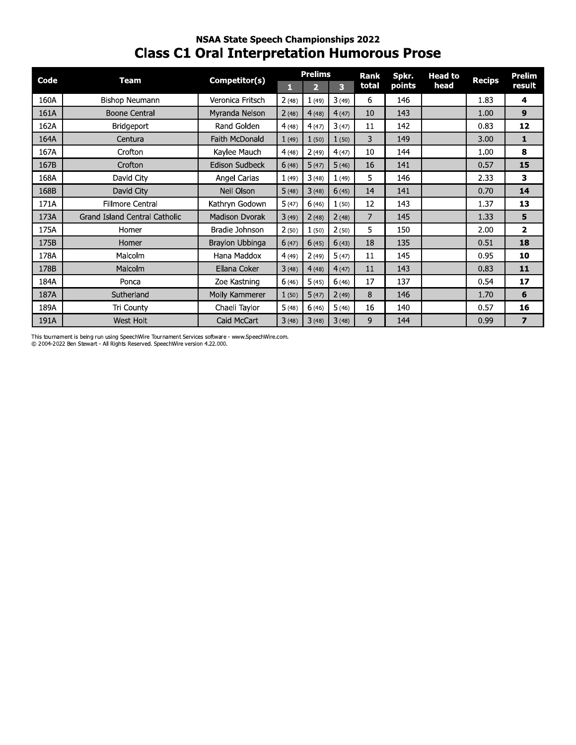## NSAA State Speech Championships 2022

# Class C1 Oral Interpretation Humorous Prose

| Code | Team | Competitor(s) | Prelims | | | Rank total | Spkr. points | Head to head | Recips | Prelim result |
|---|---|---|---|---|---|---|---|---|---|---|
| | | | 1 | 2 | 3 | | | | | |
| 160A | Bishop Neumann | Veronica Fritsch | 2 (48) | 1 (49) | 3 (49) | 6 | 146 | | 1.83 | **4** |
| 161A | Boone Central | Myranda Nelson | 2 (48) | 4 (48) | 4 (47) | 10 | 143 | | 1.00 | **9** |
| 162A | Bridgeport | Rand Golden | 4 (48) | 4 (47) | 3 (47) | 11 | 142 | | 0.83 | **12** |
| 164A | Centura | Faith McDonald | 1 (49) | 1 (50) | 1 (50) | 3 | 149 | | 3.00 | **1** |
| 167A | Crofton | Kaylee Mauch | 4 (48) | 2 (49) | 4 (47) | 10 | 144 | | 1.00 | **8** |
| 167B | Crofton | Edison Sudbeck | 6 (48) | 5 (47) | 5 (46) | 16 | 141 | | 0.57 | **15** |
| 168A | David City | Angel Carias | 1 (49) | 3 (48) | 1 (49) | 5 | 146 | | 2.33 | **3** |
| 168B | David City | Neil Olson | 5 (48) | 3 (48) | 6 (45) | 14 | 141 | | 0.70 | **14** |
| 171A | Fillmore Central | Kathryn Godown | 5 (47) | 6 (46) | 1 (50) | 12 | 143 | | 1.37 | **13** |
| 173A | Grand Island Central Catholic | Madison Dvorak | 3 (49) | 2 (48) | 2 (48) | 7 | 145 | | 1.33 | **5** |
| 175A | Homer | Bradie Johnson | 2 (50) | 1 (50) | 2 (50) | 5 | 150 | | 2.00 | **2** |
| 175B | Homer | Braylon Ubbinga | 6 (47) | 6 (45) | 6 (43) | 18 | 135 | | 0.51 | **18** |
| 178A | Malcolm | Hana Maddox | 4 (49) | 2 (49) | 5 (47) | 11 | 145 | | 0.95 | **10** |
| 178B | Malcolm | Ellana Coker | 3 (48) | 4 (48) | 4 (47) | 11 | 143 | | 0.83 | **11** |
| 184A | Ponca | Zoe Kastning | 6 (46) | 5 (45) | 6 (46) | 17 | 137 | | 0.54 | **17** |
| 187A | Sutherland | Molly Kammerer | 1 (50) | 5 (47) | 2 (49) | 8 | 146 | | 1.70 | **6** |
| 189A | Tri County | Chaeli Taylor | 5 (48) | 6 (46) | 5 (46) | 16 | 140 | | 0.57 | **16** |
| 191A | West Holt | Caid McCart | 3 (48) | 3 (48) | 3 (48) | 9 | 144 | | 0.99 | **7** |

This tournament is being run using SpeechWire Tournament Services software - www.SpeechWire.com.
© 2004-2022 Ben Stewart - All Rights Reserved. SpeechWire version 4.22.000.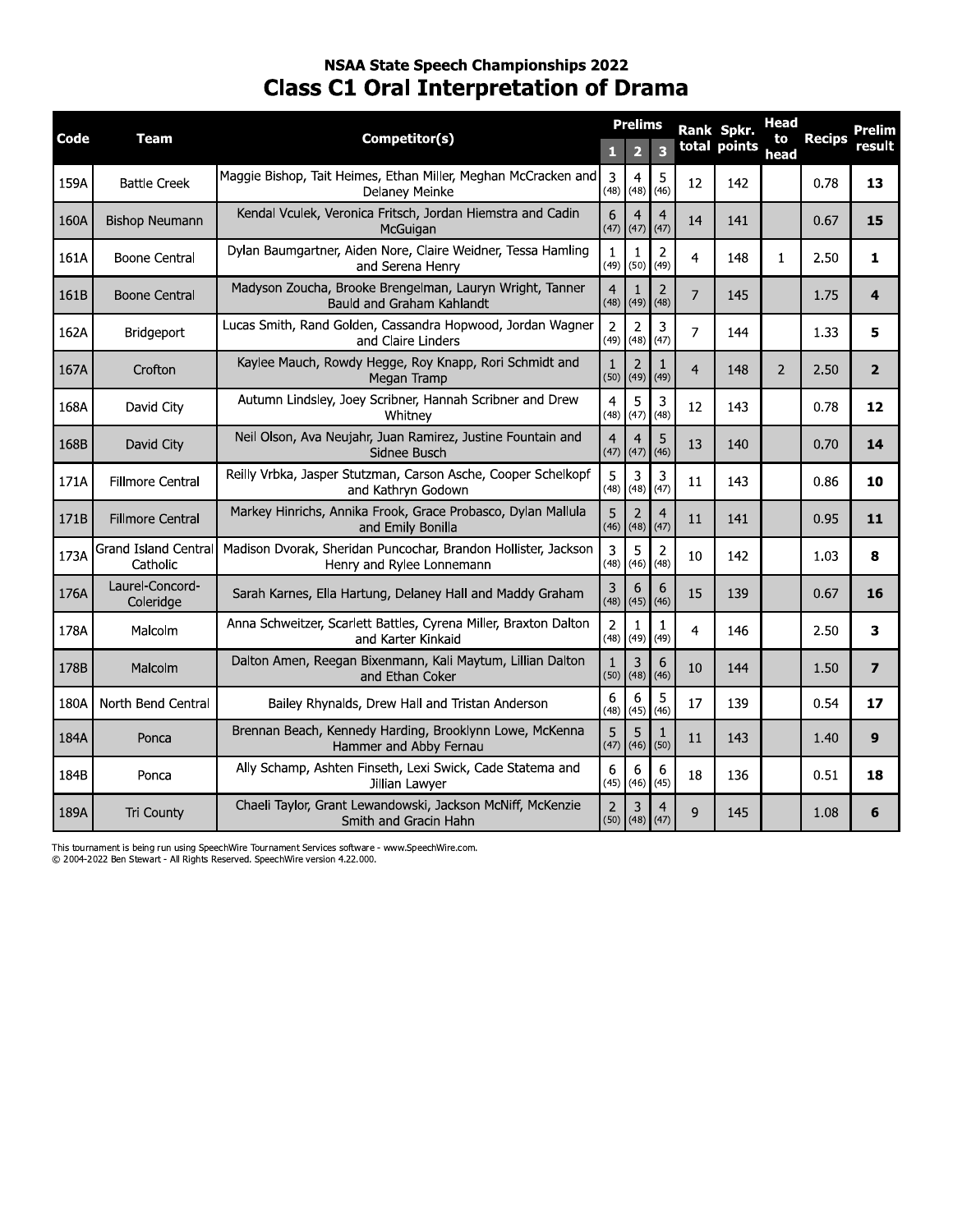# NSAA State Speech Championships 2022

## Class C1 Oral Interpretation of Drama

| Code | Team | Competitor(s) | Prelims 1 | Prelims 2 | Prelims 3 | Rank total | Spkr. points | Head to head | Recips | Prelim result |
|---|---|---|---|---|---|---|---|---|---|---|
| 159A | Battle Creek | Maggie Bishop, Tait Heimes, Ethan Miller, Meghan McCracken and Delaney Meinke | 3 (48) | 4 (48) | 5 (46) | 12 | 142 | | 0.78 | **13** |
| 160A | Bishop Neumann | Kendal Vculek, Veronica Fritsch, Jordan Hiemstra and Cadin McGuigan | 6 (47) | 4 (47) | 4 (47) | 14 | 141 | | 0.67 | **15** |
| 161A | Boone Central | Dylan Baumgartner, Aiden Nore, Claire Weidner, Tessa Hamling and Serena Henry | 1 (49) | 1 (50) | 2 (49) | 4 | 148 | 1 | 2.50 | **1** |
| 161B | Boone Central | Madyson Zoucha, Brooke Brengelman, Lauryn Wright, Tanner Bauld and Graham Kahlandt | 4 (48) | 1 (49) | 2 (48) | 7 | 145 | | 1.75 | **4** |
| 162A | Bridgeport | Lucas Smith, Rand Golden, Cassandra Hopwood, Jordan Wagner and Claire Linders | 2 (49) | 2 (48) | 3 (47) | 7 | 144 | | 1.33 | **5** |
| 167A | Crofton | Kaylee Mauch, Rowdy Hegge, Roy Knapp, Rori Schmidt and Megan Tramp | 1 (50) | 2 (49) | 1 (49) | 4 | 148 | 2 | 2.50 | **2** |
| 168A | David City | Autumn Lindsley, Joey Scribner, Hannah Scribner and Drew Whitney | 4 (48) | 5 (47) | 3 (48) | 12 | 143 | | 0.78 | **12** |
| 168B | David City | Neil Olson, Ava Neujahr, Juan Ramirez, Justine Fountain and Sidnee Busch | 4 (47) | 4 (47) | 5 (46) | 13 | 140 | | 0.70 | **14** |
| 171A | Fillmore Central | Reilly Vrbka, Jasper Stutzman, Carson Asche, Cooper Schelkopf and Kathryn Godown | 5 (48) | 3 (48) | 3 (47) | 11 | 143 | | 0.86 | **10** |
| 171B | Fillmore Central | Markey Hinrichs, Annika Frook, Grace Probasco, Dylan Mallula and Emily Bonilla | 5 (46) | 2 (48) | 4 (47) | 11 | 141 | | 0.95 | **11** |
| 173A | Grand Island Central Catholic | Madison Dvorak, Sheridan Puncochar, Brandon Hollister, Jackson Henry and Rylee Lonnemann | 3 (48) | 5 (46) | 2 (48) | 10 | 142 | | 1.03 | **8** |
| 176A | Laurel-Concord-Coleridge | Sarah Karnes, Ella Hartung, Delaney Hall and Maddy Graham | 3 (48) | 6 (45) | 6 (46) | 15 | 139 | | 0.67 | **16** |
| 178A | Malcolm | Anna Schweitzer, Scarlett Battles, Cyrena Miller, Braxton Dalton and Karter Kinkaid | 2 (48) | 1 (49) | 1 (49) | 4 | 146 | | 2.50 | **3** |
| 178B | Malcolm | Dalton Amen, Reegan Bixenmann, Kali Maytum, Lillian Dalton and Ethan Coker | 1 (50) | 3 (48) | 6 (46) | 10 | 144 | | 1.50 | **7** |
| 180A | North Bend Central | Bailey Rhynalds, Drew Hall and Tristan Anderson | 6 (48) | 6 (45) | 5 (46) | 17 | 139 | | 0.54 | **17** |
| 184A | Ponca | Brennan Beach, Kennedy Harding, Brooklynn Lowe, McKenna Hammer and Abby Fernau | 5 (47) | 5 (46) | 1 (50) | 11 | 143 | | 1.40 | **9** |
| 184B | Ponca | Ally Schamp, Ashten Finseth, Lexi Swick, Cade Statema and Jillian Lawyer | 6 (45) | 6 (46) | 6 (45) | 18 | 136 | | 0.51 | **18** |
| 189A | Tri County | Chaeli Taylor, Grant Lewandowski, Jackson McNiff, McKenzie Smith and Gracin Hahn | 2 (50) | 3 (48) | 4 (47) | 9 | 145 | | 1.08 | **6** |

This tournament is being run using SpeechWire Tournament Services software - www.SpeechWire.com.
© 2004-2022 Ben Stewart - All Rights Reserved. SpeechWire version 4.22.000.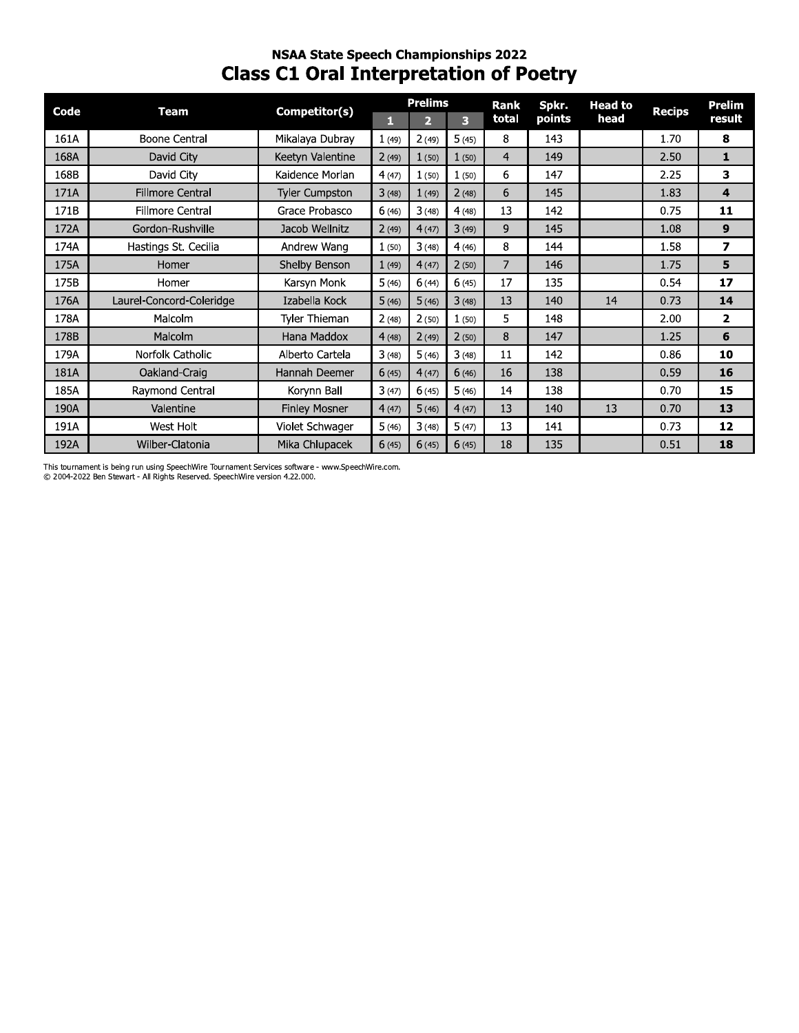## NSAA State Speech Championships 2022

# Class C1 Oral Interpretation of Poetry

| Code | Team | Competitor(s) | Prelims 1 | Prelims 2 | Prelims 3 | Rank total | Spkr. points | Head to head | Recips | Prelim result |
|---|---|---|---|---|---|---|---|---|---|---|
| 161A | Boone Central | Mikalaya Dubray | 1 (49) | 2 (49) | 5 (45) | 8 | 143 | | 1.70 | **8** |
| 168A | David City | Keetyn Valentine | 2 (49) | 1 (50) | 1 (50) | 4 | 149 | | 2.50 | **1** |
| 168B | David City | Kaidence Morlan | 4 (47) | 1 (50) | 1 (50) | 6 | 147 | | 2.25 | **3** |
| 171A | Fillmore Central | Tyler Cumpston | 3 (48) | 1 (49) | 2 (48) | 6 | 145 | | 1.83 | **4** |
| 171B | Fillmore Central | Grace Probasco | 6 (46) | 3 (48) | 4 (48) | 13 | 142 | | 0.75 | **11** |
| 172A | Gordon-Rushville | Jacob Wellnitz | 2 (49) | 4 (47) | 3 (49) | 9 | 145 | | 1.08 | **9** |
| 174A | Hastings St. Cecilia | Andrew Wang | 1 (50) | 3 (48) | 4 (46) | 8 | 144 | | 1.58 | **7** |
| 175A | Homer | Shelby Benson | 1 (49) | 4 (47) | 2 (50) | 7 | 146 | | 1.75 | **5** |
| 175B | Homer | Karsyn Monk | 5 (46) | 6 (44) | 6 (45) | 17 | 135 | | 0.54 | **17** |
| 176A | Laurel-Concord-Coleridge | Izabella Kock | 5 (46) | 5 (46) | 3 (48) | 13 | 140 | 14 | 0.73 | **14** |
| 178A | Malcolm | Tyler Thieman | 2 (48) | 2 (50) | 1 (50) | 5 | 148 | | 2.00 | **2** |
| 178B | Malcolm | Hana Maddox | 4 (48) | 2 (49) | 2 (50) | 8 | 147 | | 1.25 | **6** |
| 179A | Norfolk Catholic | Alberto Cartela | 3 (48) | 5 (46) | 3 (48) | 11 | 142 | | 0.86 | **10** |
| 181A | Oakland-Craig | Hannah Deemer | 6 (45) | 4 (47) | 6 (46) | 16 | 138 | | 0.59 | **16** |
| 185A | Raymond Central | Korynn Ball | 3 (47) | 6 (45) | 5 (46) | 14 | 138 | | 0.70 | **15** |
| 190A | Valentine | Finley Mosner | 4 (47) | 5 (46) | 4 (47) | 13 | 140 | 13 | 0.70 | **13** |
| 191A | West Holt | Violet Schwager | 5 (46) | 3 (48) | 5 (47) | 13 | 141 | | 0.73 | **12** |
| 192A | Wilber-Clatonia | Mika Chlupacek | 6 (45) | 6 (45) | 6 (45) | 18 | 135 | | 0.51 | **18** |

This tournament is being run using SpeechWire Tournament Services software - www.SpeechWire.com.
© 2004-2022 Ben Stewart - All Rights Reserved. SpeechWire version 4.22.000.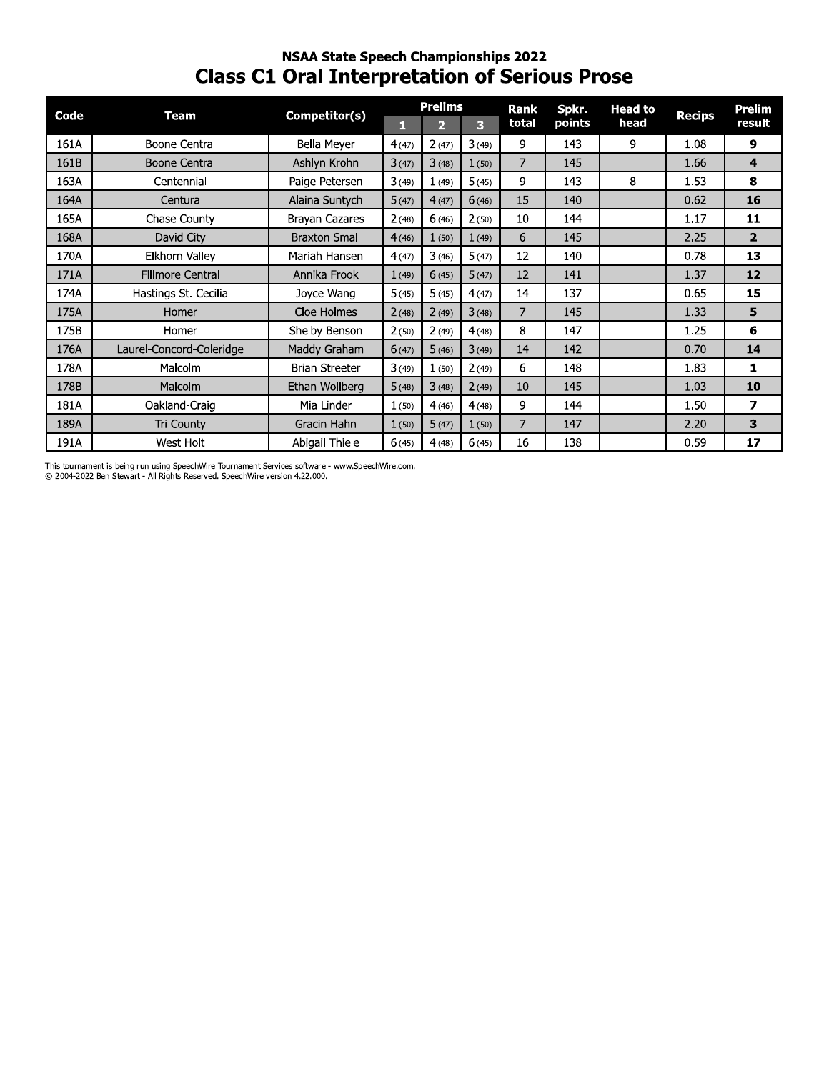## NSAA State Speech Championships 2022

# Class C1 Oral Interpretation of Serious Prose

| Code | Team | Competitor(s) | Prelims | | | Rank total | Spkr. points | Head to head | Recips | Prelim result |
|---|---|---|---|---|---|---|---|---|---|---|
| | | | 1 | 2 | 3 | | | | | |
| 161A | Boone Central | Bella Meyer | 4 (47) | 2 (47) | 3 (49) | 9 | 143 | 9 | 1.08 | **9** |
| 161B | Boone Central | Ashlyn Krohn | 3 (47) | 3 (48) | 1 (50) | 7 | 145 | | 1.66 | **4** |
| 163A | Centennial | Paige Petersen | 3 (49) | 1 (49) | 5 (45) | 9 | 143 | 8 | 1.53 | **8** |
| 164A | Centura | Alaina Suntych | 5 (47) | 4 (47) | 6 (46) | 15 | 140 | | 0.62 | **16** |
| 165A | Chase County | Brayan Cazares | 2 (48) | 6 (46) | 2 (50) | 10 | 144 | | 1.17 | **11** |
| 168A | David City | Braxton Small | 4 (46) | 1 (50) | 1 (49) | 6 | 145 | | 2.25 | **2** |
| 170A | Elkhorn Valley | Mariah Hansen | 4 (47) | 3 (46) | 5 (47) | 12 | 140 | | 0.78 | **13** |
| 171A | Fillmore Central | Annika Frook | 1 (49) | 6 (45) | 5 (47) | 12 | 141 | | 1.37 | **12** |
| 174A | Hastings St. Cecilia | Joyce Wang | 5 (45) | 5 (45) | 4 (47) | 14 | 137 | | 0.65 | **15** |
| 175A | Homer | Cloe Holmes | 2 (48) | 2 (49) | 3 (48) | 7 | 145 | | 1.33 | **5** |
| 175B | Homer | Shelby Benson | 2 (50) | 2 (49) | 4 (48) | 8 | 147 | | 1.25 | **6** |
| 176A | Laurel-Concord-Coleridge | Maddy Graham | 6 (47) | 5 (46) | 3 (49) | 14 | 142 | | 0.70 | **14** |
| 178A | Malcolm | Brian Streeter | 3 (49) | 1 (50) | 2 (49) | 6 | 148 | | 1.83 | **1** |
| 178B | Malcolm | Ethan Wollberg | 5 (48) | 3 (48) | 2 (49) | 10 | 145 | | 1.03 | **10** |
| 181A | Oakland-Craig | Mia Linder | 1 (50) | 4 (46) | 4 (48) | 9 | 144 | | 1.50 | **7** |
| 189A | Tri County | Gracin Hahn | 1 (50) | 5 (47) | 1 (50) | 7 | 147 | | 2.20 | **3** |
| 191A | West Holt | Abigail Thiele | 6 (45) | 4 (48) | 6 (45) | 16 | 138 | | 0.59 | **17** |

This tournament is being run using SpeechWire Tournament Services software - www.SpeechWire.com.
© 2004-2022 Ben Stewart - All Rights Reserved. SpeechWire version 4.22.000.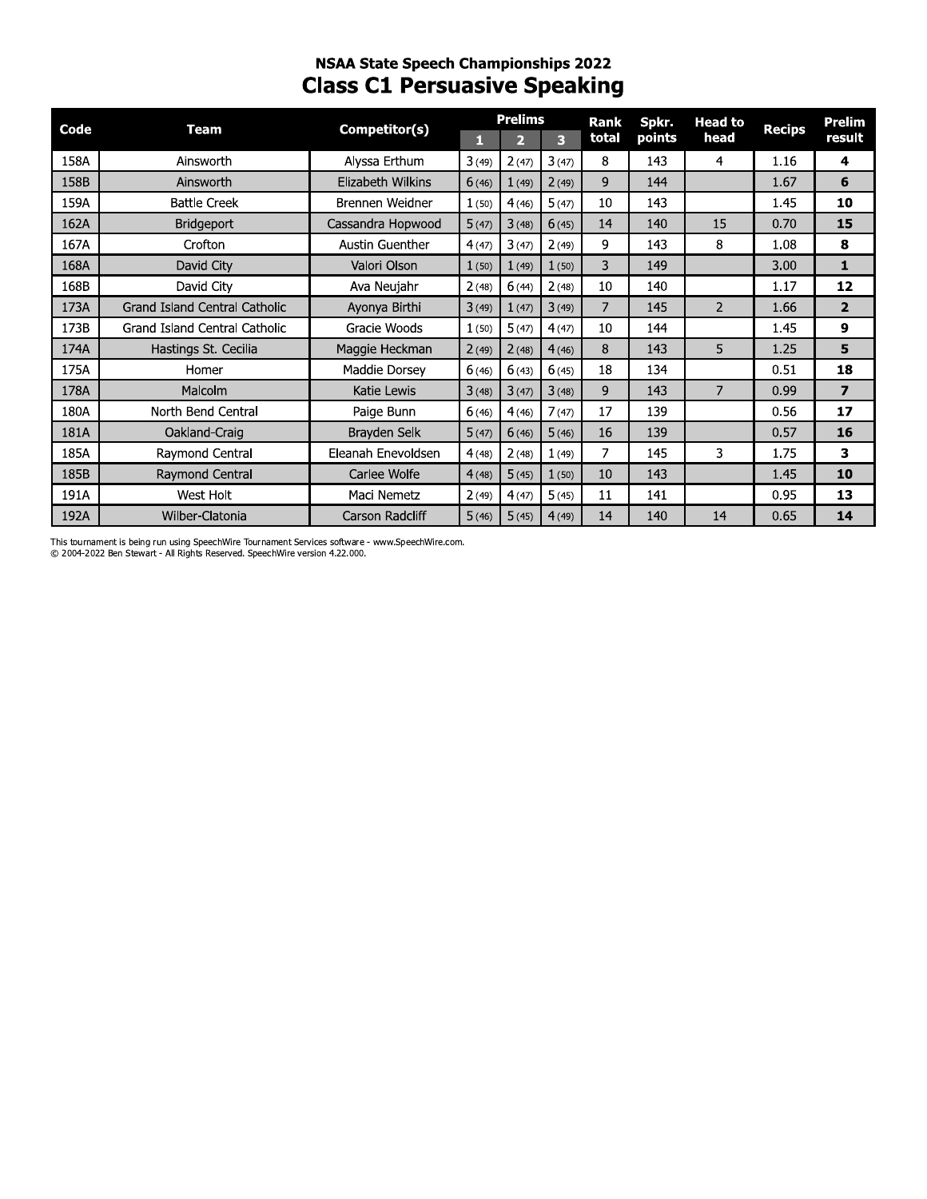## NSAA State Speech Championships 2022

# Class C1 Persuasive Speaking

| Code | Team | Competitor(s) | Prelims 1 | Prelims 2 | Prelims 3 | Rank total | Spkr. points | Head to head | Recips | Prelim result |
|---|---|---|---|---|---|---|---|---|---|---|
| 158A | Ainsworth | Alyssa Erthum | 3 (49) | 2 (47) | 3 (47) | 8 | 143 | 4 | 1.16 | **4** |
| 158B | Ainsworth | Elizabeth Wilkins | 6 (46) | 1 (49) | 2 (49) | 9 | 144 | | 1.67 | **6** |
| 159A | Battle Creek | Brennen Weidner | 1 (50) | 4 (46) | 5 (47) | 10 | 143 | | 1.45 | **10** |
| 162A | Bridgeport | Cassandra Hopwood | 5 (47) | 3 (48) | 6 (45) | 14 | 140 | 15 | 0.70 | **15** |
| 167A | Crofton | Austin Guenther | 4 (47) | 3 (47) | 2 (49) | 9 | 143 | 8 | 1.08 | **8** |
| 168A | David City | Valori Olson | 1 (50) | 1 (49) | 1 (50) | 3 | 149 | | 3.00 | **1** |
| 168B | David City | Ava Neujahr | 2 (48) | 6 (44) | 2 (48) | 10 | 140 | | 1.17 | **12** |
| 173A | Grand Island Central Catholic | Ayonya Birthi | 3 (49) | 1 (47) | 3 (49) | 7 | 145 | 2 | 1.66 | **2** |
| 173B | Grand Island Central Catholic | Gracie Woods | 1 (50) | 5 (47) | 4 (47) | 10 | 144 | | 1.45 | **9** |
| 174A | Hastings St. Cecilia | Maggie Heckman | 2 (49) | 2 (48) | 4 (46) | 8 | 143 | 5 | 1.25 | **5** |
| 175A | Homer | Maddie Dorsey | 6 (46) | 6 (43) | 6 (45) | 18 | 134 | | 0.51 | **18** |
| 178A | Malcolm | Katie Lewis | 3 (48) | 3 (47) | 3 (48) | 9 | 143 | 7 | 0.99 | **7** |
| 180A | North Bend Central | Paige Bunn | 6 (46) | 4 (46) | 7 (47) | 17 | 139 | | 0.56 | **17** |
| 181A | Oakland-Craig | Brayden Selk | 5 (47) | 6 (46) | 5 (46) | 16 | 139 | | 0.57 | **16** |
| 185A | Raymond Central | Eleanah Enevoldsen | 4 (48) | 2 (48) | 1 (49) | 7 | 145 | 3 | 1.75 | **3** |
| 185B | Raymond Central | Carlee Wolfe | 4 (48) | 5 (45) | 1 (50) | 10 | 143 | | 1.45 | **10** |
| 191A | West Holt | Maci Nemetz | 2 (49) | 4 (47) | 5 (45) | 11 | 141 | | 0.95 | **13** |
| 192A | Wilber-Clatonia | Carson Radcliff | 5 (46) | 5 (45) | 4 (49) | 14 | 140 | 14 | 0.65 | **14** |

This tournament is being run using SpeechWire Tournament Services software - www.SpeechWire.com.
© 2004-2022 Ben Stewart - All Rights Reserved. SpeechWire version 4.22.000.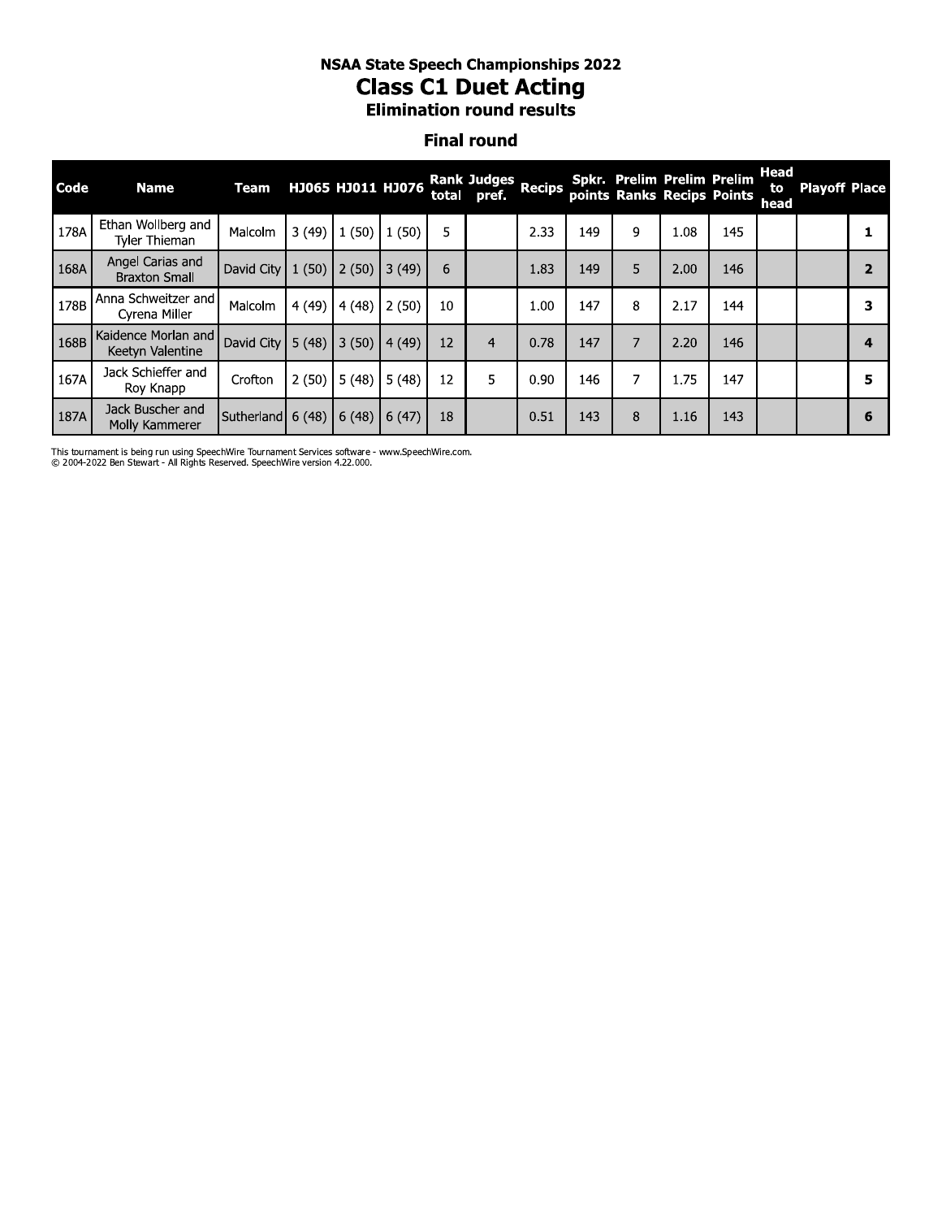# NSAA State Speech Championships 2022

## Class C1 Duet Acting

### Elimination round results

### Final round

| Code | Name | Team | HJ065 | HJ011 | HJ076 | Rank total | Judges pref. | Recips | Spkr. points | Prelim Ranks | Prelim Recips | Prelim Points | Head to head | Playoff | Place |
|---|---|---|---|---|---|---|---|---|---|---|---|---|---|---|---|
| 178A | Ethan Wollberg and Tyler Thieman | Malcolm | 3 (49) | 1 (50) | 1 (50) | 5 | | 2.33 | 149 | 9 | 1.08 | 145 | | | **1** |
| 168A | Angel Carias and Braxton Small | David City | 1 (50) | 2 (50) | 3 (49) | 6 | | 1.83 | 149 | 5 | 2.00 | 146 | | | **2** |
| 178B | Anna Schweitzer and Cyrena Miller | Malcolm | 4 (49) | 4 (48) | 2 (50) | 10 | | 1.00 | 147 | 8 | 2.17 | 144 | | | **3** |
| 168B | Kaidence Morlan and Keetyn Valentine | David City | 5 (48) | 3 (50) | 4 (49) | 12 | 4 | 0.78 | 147 | 7 | 2.20 | 146 | | | **4** |
| 167A | Jack Schieffer and Roy Knapp | Crofton | 2 (50) | 5 (48) | 5 (48) | 12 | 5 | 0.90 | 146 | 7 | 1.75 | 147 | | | **5** |
| 187A | Jack Buscher and Molly Kammerer | Sutherland | 6 (48) | 6 (48) | 6 (47) | 18 | | 0.51 | 143 | 8 | 1.16 | 143 | | | **6** |

This tournament is being run using SpeechWire Tournament Services software - www.SpeechWire.com.
© 2004-2022 Ben Stewart - All Rights Reserved. SpeechWire version 4.22.000.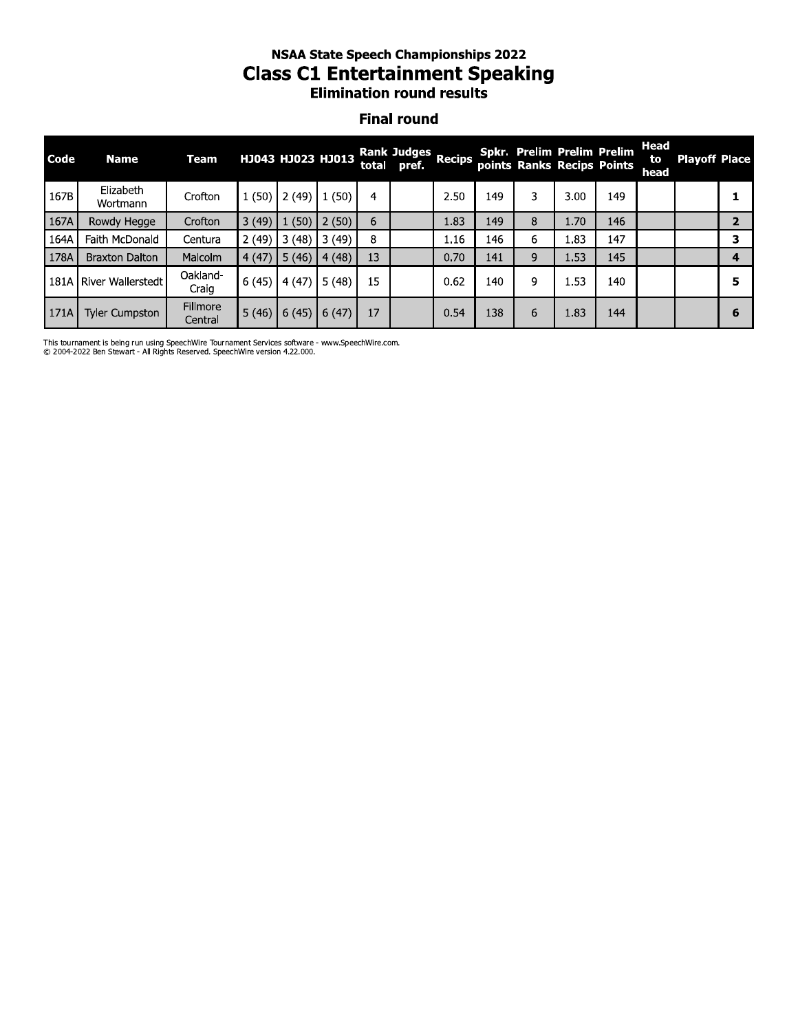### NSAA State Speech Championships 2022

# Class C1 Entertainment Speaking

### Elimination round results

### Final round

| Code | Name | Team | HJ043 | HJ023 | HJ013 | Rank total | Judges pref. | Recips | Spkr. points | Prelim Ranks | Prelim Recips | Prelim Points | Head to head | Playoff | Place |
|---|---|---|---|---|---|---|---|---|---|---|---|---|---|---|---|
| 167B | Elizabeth Wortmann | Crofton | 1 (50) | 2 (49) | 1 (50) | 4 | | 2.50 | 149 | 3 | 3.00 | 149 | | | **1** |
| 167A | Rowdy Hegge | Crofton | 3 (49) | 1 (50) | 2 (50) | 6 | | 1.83 | 149 | 8 | 1.70 | 146 | | | **2** |
| 164A | Faith McDonald | Centura | 2 (49) | 3 (48) | 3 (49) | 8 | | 1.16 | 146 | 6 | 1.83 | 147 | | | **3** |
| 178A | Braxton Dalton | Malcolm | 4 (47) | 5 (46) | 4 (48) | 13 | | 0.70 | 141 | 9 | 1.53 | 145 | | | **4** |
| 181A | River Wallerstedt | Oakland-Craig | 6 (45) | 4 (47) | 5 (48) | 15 | | 0.62 | 140 | 9 | 1.53 | 140 | | | **5** |
| 171A | Tyler Cumpston | Fillmore Central | 5 (46) | 6 (45) | 6 (47) | 17 | | 0.54 | 138 | 6 | 1.83 | 144 | | | **6** |

This tournament is being run using SpeechWire Tournament Services software - www.SpeechWire.com.
© 2004-2022 Ben Stewart - All Rights Reserved. SpeechWire version 4.22.000.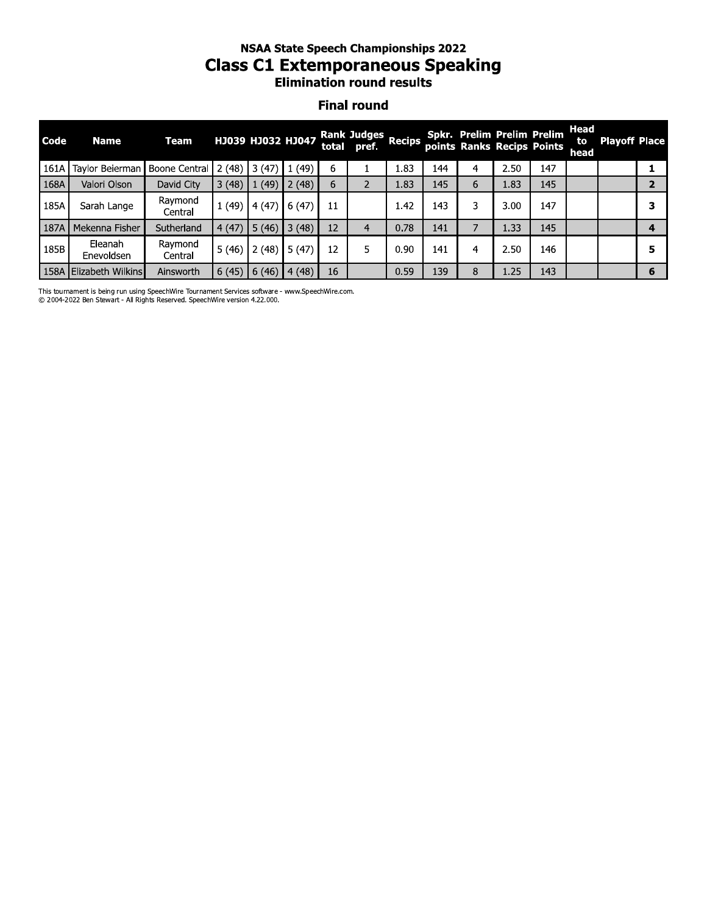## NSAA State Speech Championships 2022

# Class C1 Extemporaneous Speaking

### Elimination round results

### Final round

| Code | Name | Team | HJ039 | HJ032 | HJ047 | Rank total | Judges pref. | Recips | Spkr. points | Prelim Ranks | Prelim Recips | Prelim Points | Head to head | Playoff | Place |
|---|---|---|---|---|---|---|---|---|---|---|---|---|---|---|---|
| 161A | Taylor Beierman | Boone Central | 2 (48) | 3 (47) | 1 (49) | 6 | 1 | 1.83 | 144 | 4 | 2.50 | 147 | | | **1** |
| 168A | Valori Olson | David City | 3 (48) | 1 (49) | 2 (48) | 6 | 2 | 1.83 | 145 | 6 | 1.83 | 145 | | | **2** |
| 185A | Sarah Lange | Raymond Central | 1 (49) | 4 (47) | 6 (47) | 11 | | 1.42 | 143 | 3 | 3.00 | 147 | | | **3** |
| 187A | Mekenna Fisher | Sutherland | 4 (47) | 5 (46) | 3 (48) | 12 | 4 | 0.78 | 141 | 7 | 1.33 | 145 | | | **4** |
| 185B | Eleanah Enevoldsen | Raymond Central | 5 (46) | 2 (48) | 5 (47) | 12 | 5 | 0.90 | 141 | 4 | 2.50 | 146 | | | **5** |
| 158A | Elizabeth Wilkins | Ainsworth | 6 (45) | 6 (46) | 4 (48) | 16 | | 0.59 | 139 | 8 | 1.25 | 143 | | | **6** |

This tournament is being run using SpeechWire Tournament Services software - www.SpeechWire.com.
© 2004-2022 Ben Stewart - All Rights Reserved. SpeechWire version 4.22.000.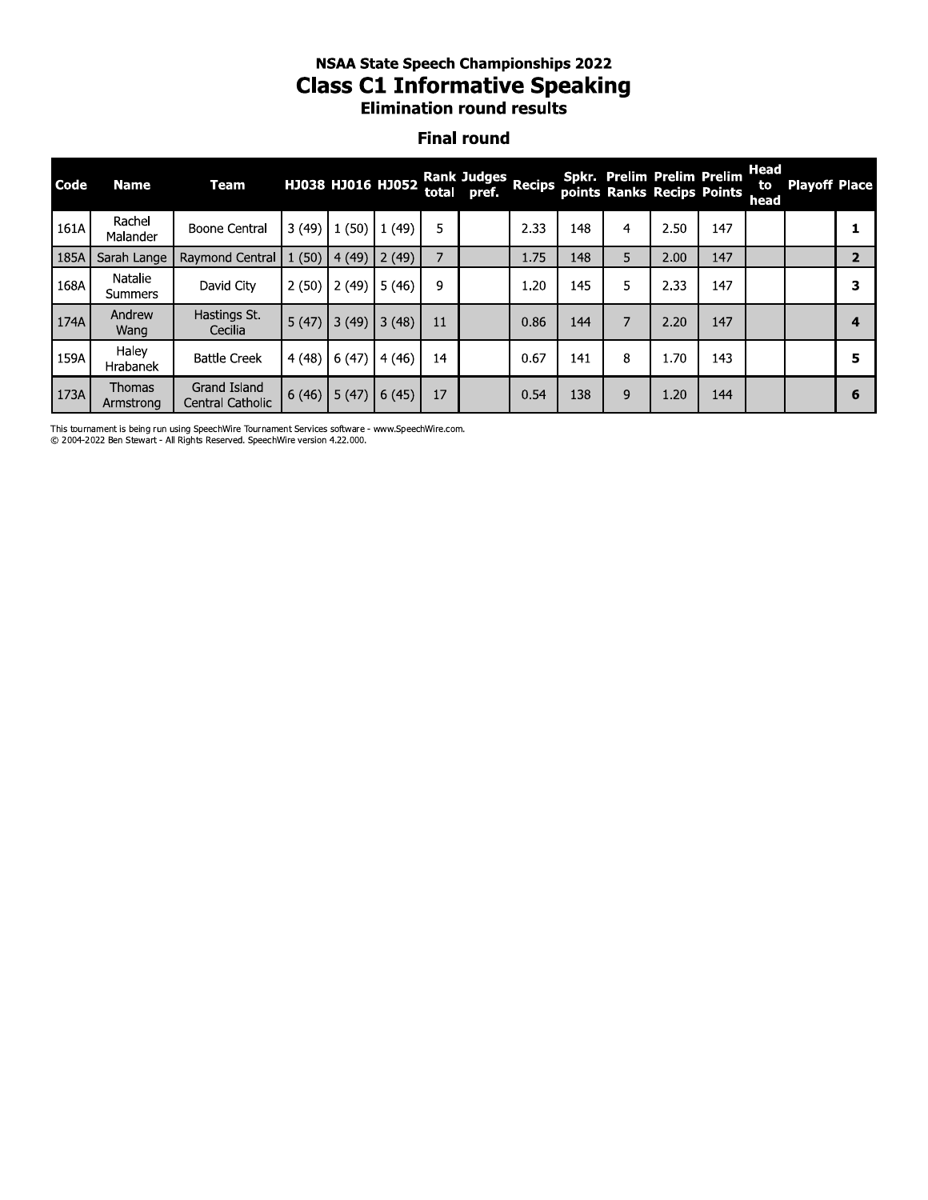# NSAA State Speech Championships 2022

## Class C1 Informative Speaking

### Elimination round results

### Final round

| Code | Name | Team | HJ038 | HJ016 | HJ052 | Rank total | Judges pref. | Recips | Spkr. points | Prelim Ranks | Prelim Recips | Prelim Points | Head to head | Playoff | Place |
|---|---|---|---|---|---|---|---|---|---|---|---|---|---|---|---|
| 161A | Rachel Malander | Boone Central | 3 (49) | 1 (50) | 1 (49) | 5 | | 2.33 | 148 | 4 | 2.50 | 147 | | | **1** |
| 185A | Sarah Lange | Raymond Central | 1 (50) | 4 (49) | 2 (49) | 7 | | 1.75 | 148 | 5 | 2.00 | 147 | | | **2** |
| 168A | Natalie Summers | David City | 2 (50) | 2 (49) | 5 (46) | 9 | | 1.20 | 145 | 5 | 2.33 | 147 | | | **3** |
| 174A | Andrew Wang | Hastings St. Cecilia | 5 (47) | 3 (49) | 3 (48) | 11 | | 0.86 | 144 | 7 | 2.20 | 147 | | | **4** |
| 159A | Haley Hrabanek | Battle Creek | 4 (48) | 6 (47) | 4 (46) | 14 | | 0.67 | 141 | 8 | 1.70 | 143 | | | **5** |
| 173A | Thomas Armstrong | Grand Island Central Catholic | 6 (46) | 5 (47) | 6 (45) | 17 | | 0.54 | 138 | 9 | 1.20 | 144 | | | **6** |

This tournament is being run using SpeechWire Tournament Services software - www.SpeechWire.com.
© 2004-2022 Ben Stewart - All Rights Reserved. SpeechWire version 4.22.000.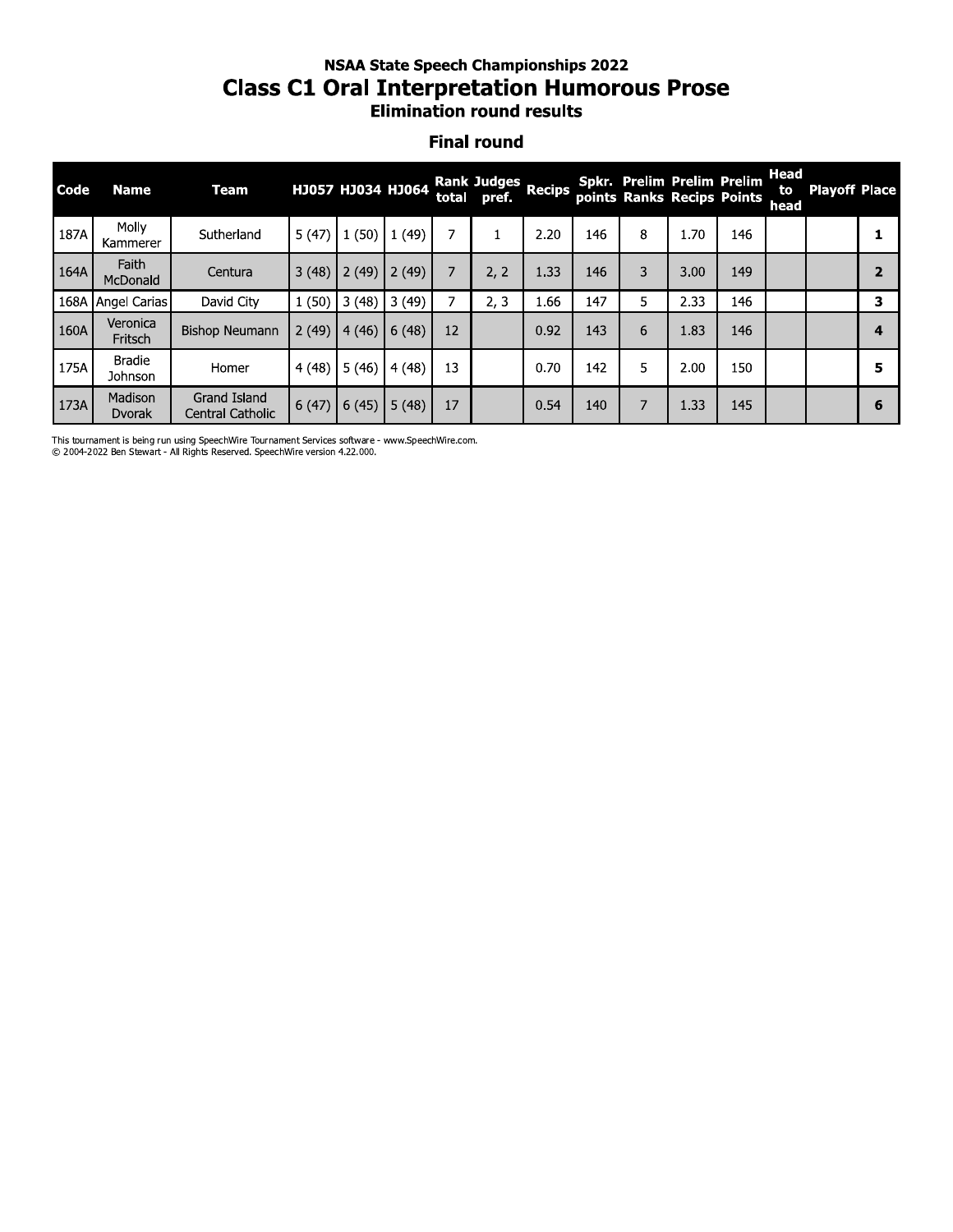### NSAA State Speech Championships 2022

# Class C1 Oral Interpretation Humorous Prose

### Elimination round results

## Final round

| Code | Name | Team | HJ057 | HJ034 | HJ064 | Rank total | Judges pref. | Recips | Spkr. points | Prelim Ranks | Prelim Recips | Prelim Points | Head to head | Playoff | Place |
|---|---|---|---|---|---|---|---|---|---|---|---|---|---|---|---|
| 187A | Molly Kammerer | Sutherland | 5 (47) | 1 (50) | 1 (49) | 7 | 1 | 2.20 | 146 | 8 | 1.70 | 146 | | | 1 |
| 164A | Faith McDonald | Centura | 3 (48) | 2 (49) | 2 (49) | 7 | 2, 2 | 1.33 | 146 | 3 | 3.00 | 149 | | | 2 |
| 168A | Angel Carias | David City | 1 (50) | 3 (48) | 3 (49) | 7 | 2, 3 | 1.66 | 147 | 5 | 2.33 | 146 | | | 3 |
| 160A | Veronica Fritsch | Bishop Neumann | 2 (49) | 4 (46) | 6 (48) | 12 | | 0.92 | 143 | 6 | 1.83 | 146 | | | 4 |
| 175A | Bradie Johnson | Homer | 4 (48) | 5 (46) | 4 (48) | 13 | | 0.70 | 142 | 5 | 2.00 | 150 | | | 5 |
| 173A | Madison Dvorak | Grand Island Central Catholic | 6 (47) | 6 (45) | 5 (48) | 17 | | 0.54 | 140 | 7 | 1.33 | 145 | | | 6 |

This tournament is being run using SpeechWire Tournament Services software - www.SpeechWire.com.
© 2004-2022 Ben Stewart - All Rights Reserved. SpeechWire version 4.22.000.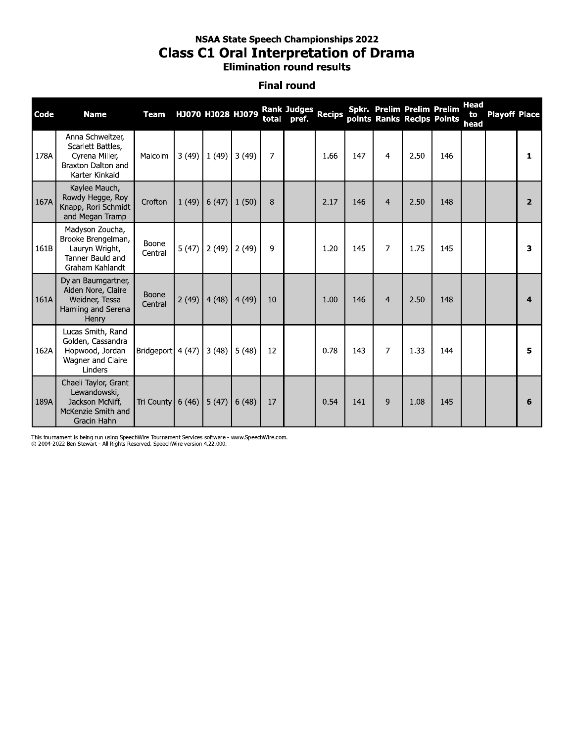# NSAA State Speech Championships 2022

## Class C1 Oral Interpretation of Drama

### Elimination round results

### Final round

| Code | Name | Team | HJ070 | HJ028 | HJ079 | Rank total | Judges pref. | Recips | Spkr. points | Prelim Ranks | Prelim Recips | Prelim Points | Head to head | Playoff | Place |
|---|---|---|---|---|---|---|---|---|---|---|---|---|---|---|---|
| 178A | Anna Schweitzer, Scarlett Battles, Cyrena Miller, Braxton Dalton and Karter Kinkaid | Malcolm | 3 (49) | 1 (49) | 3 (49) | 7 | | 1.66 | 147 | 4 | 2.50 | 146 | | | 1 |
| 167A | Kaylee Mauch, Rowdy Hegge, Roy Knapp, Rori Schmidt and Megan Tramp | Crofton | 1 (49) | 6 (47) | 1 (50) | 8 | | 2.17 | 146 | 4 | 2.50 | 148 | | | 2 |
| 161B | Madyson Zoucha, Brooke Brengelman, Lauryn Wright, Tanner Bauld and Graham Kahlandt | Boone Central | 5 (47) | 2 (49) | 2 (49) | 9 | | 1.20 | 145 | 7 | 1.75 | 145 | | | 3 |
| 161A | Dylan Baumgartner, Aiden Nore, Claire Weidner, Tessa Hamling and Serena Henry | Boone Central | 2 (49) | 4 (48) | 4 (49) | 10 | | 1.00 | 146 | 4 | 2.50 | 148 | | | 4 |
| 162A | Lucas Smith, Rand Golden, Cassandra Hopwood, Jordan Wagner and Claire Linders | Bridgeport | 4 (47) | 3 (48) | 5 (48) | 12 | | 0.78 | 143 | 7 | 1.33 | 144 | | | 5 |
| 189A | Chaeli Taylor, Grant Lewandowski, Jackson McNiff, McKenzie Smith and Gracin Hahn | Tri County | 6 (46) | 5 (47) | 6 (48) | 17 | | 0.54 | 141 | 9 | 1.08 | 145 | | | 6 |

This tournament is being run using SpeechWire Tournament Services software - www.SpeechWire.com.
© 2004-2022 Ben Stewart - All Rights Reserved. SpeechWire version 4.22.000.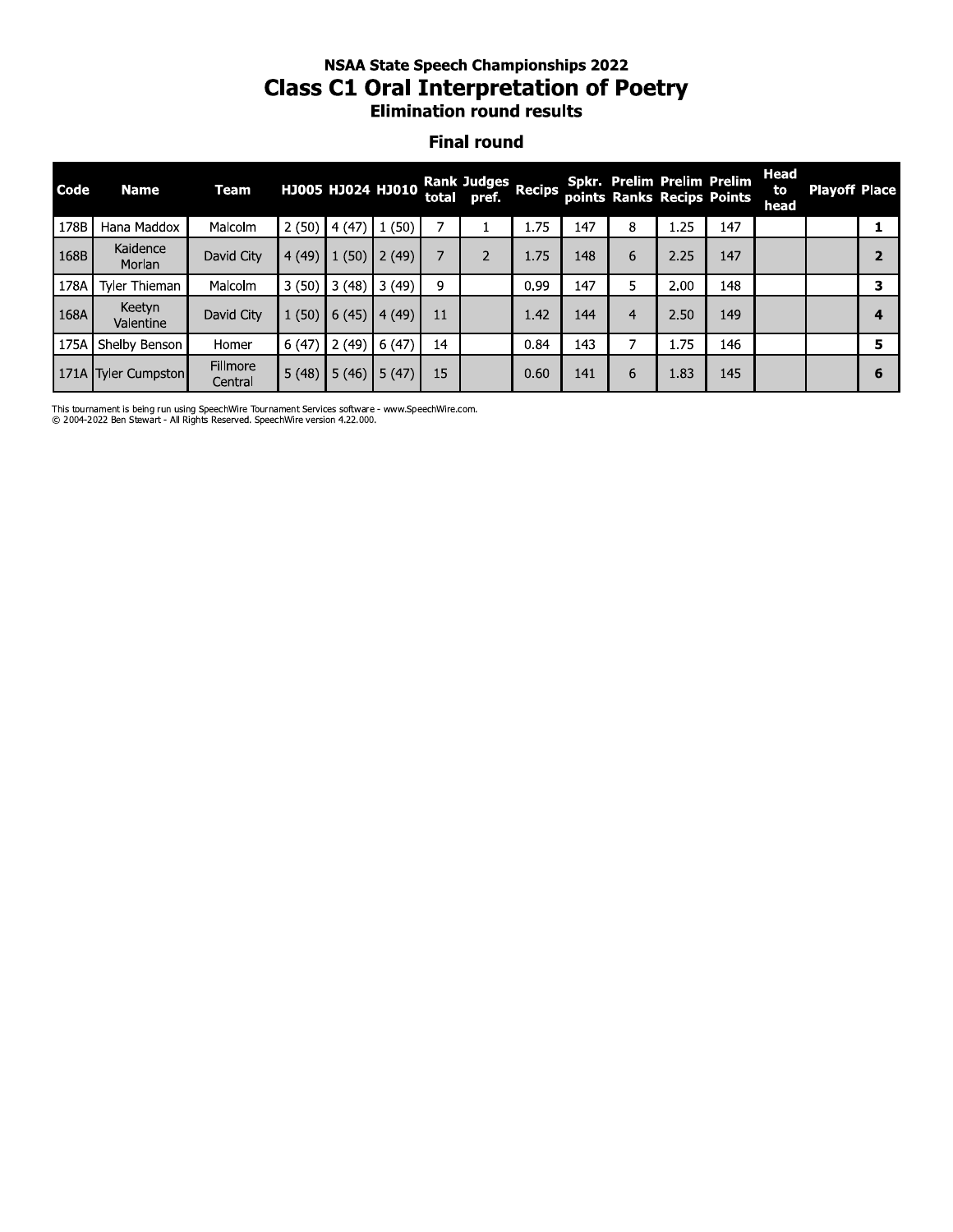# NSAA State Speech Championships 2022

## Class C1 Oral Interpretation of Poetry

### Elimination round results

#### Final round

| Code | Name | Team | HJ005 | HJ024 | HJ010 | Rank total | Judges pref. | Recips | Spkr. points | Prelim Ranks | Prelim Recips | Prelim Points | Head to head | Playoff | Place |
|---|---|---|---|---|---|---|---|---|---|---|---|---|---|---|---|
| 178B | Hana Maddox | Malcolm | 2 (50) | 4 (47) | 1 (50) | 7 | 1 | 1.75 | 147 | 8 | 1.25 | 147 | | | **1** |
| 168B | Kaidence Morlan | David City | 4 (49) | 1 (50) | 2 (49) | 7 | 2 | 1.75 | 148 | 6 | 2.25 | 147 | | | **2** |
| 178A | Tyler Thieman | Malcolm | 3 (50) | 3 (48) | 3 (49) | 9 | | 0.99 | 147 | 5 | 2.00 | 148 | | | **3** |
| 168A | Keetyn Valentine | David City | 1 (50) | 6 (45) | 4 (49) | 11 | | 1.42 | 144 | 4 | 2.50 | 149 | | | **4** |
| 175A | Shelby Benson | Homer | 6 (47) | 2 (49) | 6 (47) | 14 | | 0.84 | 143 | 7 | 1.75 | 146 | | | **5** |
| 171A | Tyler Cumpston | Fillmore Central | 5 (48) | 5 (46) | 5 (47) | 15 | | 0.60 | 141 | 6 | 1.83 | 145 | | | **6** |

This tournament is being run using SpeechWire Tournament Services software - www.SpeechWire.com.
© 2004-2022 Ben Stewart - All Rights Reserved. SpeechWire version 4.22.000.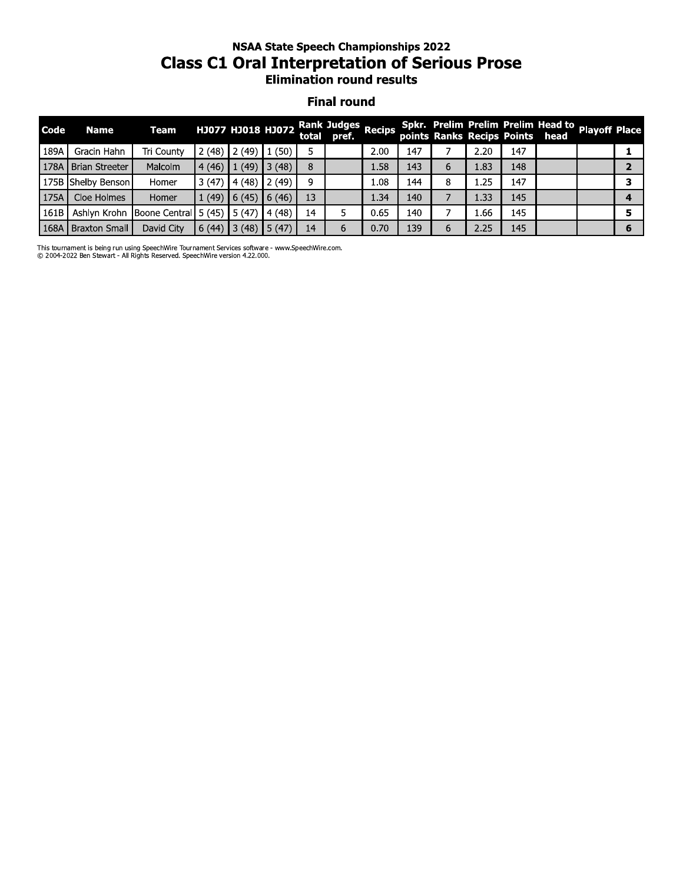# NSAA State Speech Championships 2022

## Class C1 Oral Interpretation of Serious Prose

### Elimination round results

### Final round

| Code | Name | Team | HJ077 | HJ018 | HJ072 | Rank total | Judges pref. | Recips | Spkr. points | Prelim Ranks | Prelim Recips | Prelim Points | Head to head | Playoff | Place |
|---|---|---|---|---|---|---|---|---|---|---|---|---|---|---|---|
| 189A | Gracin Hahn | Tri County | 2 (48) | 2 (49) | 1 (50) | 5 | | 2.00 | 147 | 7 | 2.20 | 147 | | | **1** |
| 178A | Brian Streeter | Malcolm | 4 (46) | 1 (49) | 3 (48) | 8 | | 1.58 | 143 | 6 | 1.83 | 148 | | | **2** |
| 175B | Shelby Benson | Homer | 3 (47) | 4 (48) | 2 (49) | 9 | | 1.08 | 144 | 8 | 1.25 | 147 | | | **3** |
| 175A | Cloe Holmes | Homer | 1 (49) | 6 (45) | 6 (46) | 13 | | 1.34 | 140 | 7 | 1.33 | 145 | | | **4** |
| 161B | Ashlyn Krohn | Boone Central | 5 (45) | 5 (47) | 4 (48) | 14 | 5 | 0.65 | 140 | 7 | 1.66 | 145 | | | **5** |
| 168A | Braxton Small | David City | 6 (44) | 3 (48) | 5 (47) | 14 | 6 | 0.70 | 139 | 6 | 2.25 | 145 | | | **6** |

This tournament is being run using SpeechWire Tournament Services software - www.SpeechWire.com.
© 2004-2022 Ben Stewart - All Rights Reserved. SpeechWire version 4.22.000.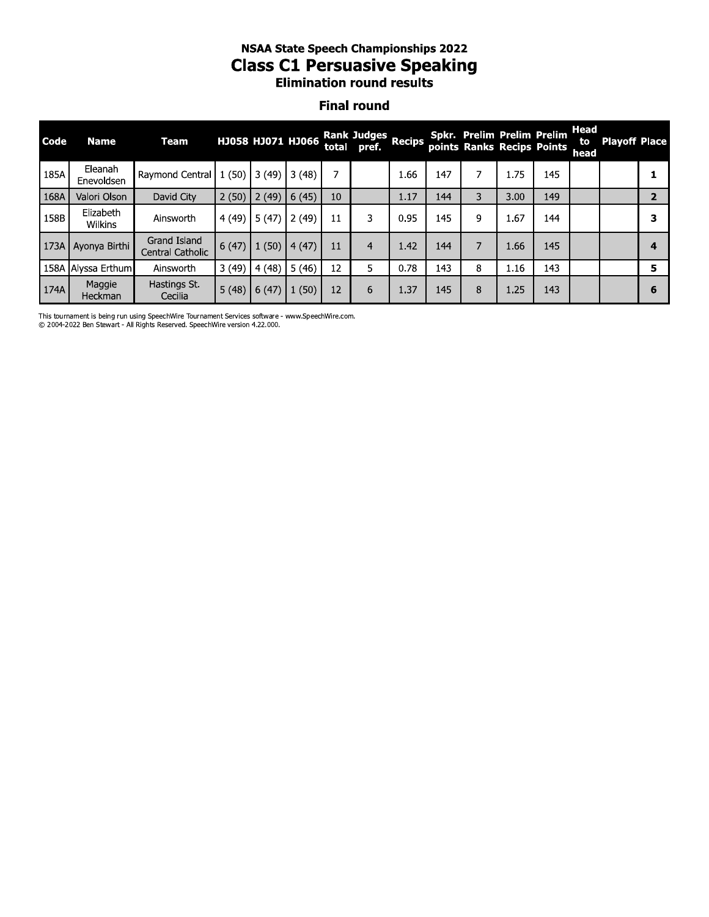# NSAA State Speech Championships 2022

## Class C1 Persuasive Speaking

### Elimination round results

### Final round

| Code | Name | Team | HJ058 | HJ071 | HJ066 | Rank total | Judges pref. | Recips | Spkr. points | Prelim Ranks | Prelim Recips | Prelim Points | Head to head | Playoff | Place |
|---|---|---|---|---|---|---|---|---|---|---|---|---|---|---|---|
| 185A | Eleanah Enevoldsen | Raymond Central | 1 (50) | 3 (49) | 3 (48) | 7 | | 1.66 | 147 | 7 | 1.75 | 145 | | | **1** |
| 168A | Valori Olson | David City | 2 (50) | 2 (49) | 6 (45) | 10 | | 1.17 | 144 | 3 | 3.00 | 149 | | | **2** |
| 158B | Elizabeth Wilkins | Ainsworth | 4 (49) | 5 (47) | 2 (49) | 11 | 3 | 0.95 | 145 | 9 | 1.67 | 144 | | | **3** |
| 173A | Ayonya Birthi | Grand Island Central Catholic | 6 (47) | 1 (50) | 4 (47) | 11 | 4 | 1.42 | 144 | 7 | 1.66 | 145 | | | **4** |
| 158A | Alyssa Erthum | Ainsworth | 3 (49) | 4 (48) | 5 (46) | 12 | 5 | 0.78 | 143 | 8 | 1.16 | 143 | | | **5** |
| 174A | Maggie Heckman | Hastings St. Cecilia | 5 (48) | 6 (47) | 1 (50) | 12 | 6 | 1.37 | 145 | 8 | 1.25 | 143 | | | **6** |

This tournament is being run using SpeechWire Tournament Services software - www.SpeechWire.com.
© 2004-2022 Ben Stewart - All Rights Reserved. SpeechWire version 4.22.000.